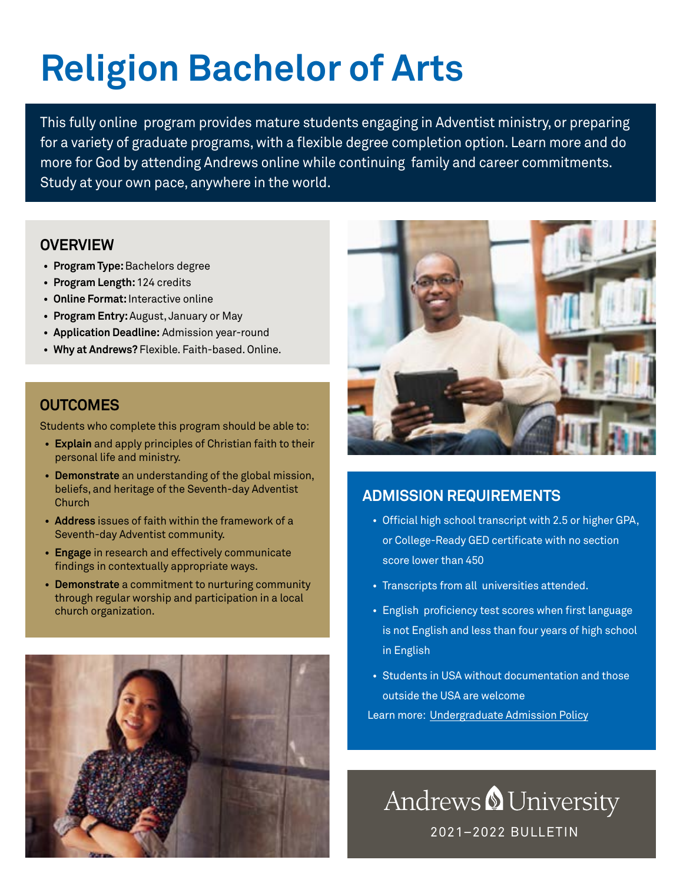# Religion Bachelor of Arts

This fully online program provides mature students engaging in Adventist ministry, or preparing for a variety of graduate programs, with a flexible degree completion option. Learn more and do more for God by attending Andrews online while continuing family and career commitments. Study at your own pace, anywhere in the world.

## OVERVIEW

- **Program Type:** Bachelors degree
- **Program Length:** 124 credits
- **Online Format:** Interactive online
- **Program Entry:** August, January or May
- **Application Deadline:** Admission year-round
- **Why at Andrews?** Flexible. Faith-based. Online.

## OUTCOMES

Students who complete this program should be able to:

- **Explain** and apply principles of Christian faith to their personal life and ministry.
- **Demonstrate** an understanding of the global mission, beliefs, and heritage of the Seventh-day Adventist Church
- **Address** issues of faith within the framework of a Seventh-day Adventist community.
- **Engage** in research and effectively communicate findings in contextually appropriate ways.
- **Demonstrate** a commitment to nurturing community through regular worship and participation in a local church organization.

## ADMISSION REQUIREMENTS

- Official high school transcript with 2.5 or higher GPA, or College-Ready GED certificate with no section score lower than 450
- Transcripts from all universities attended.
- English proficiency test scores when first language is not English and less than four years of high school in English
- Students in USA without documentation and those outside the USA are welcome

Learn more: Undergraduate Admission Policy

Andrews University

2021–2022 BULLETIN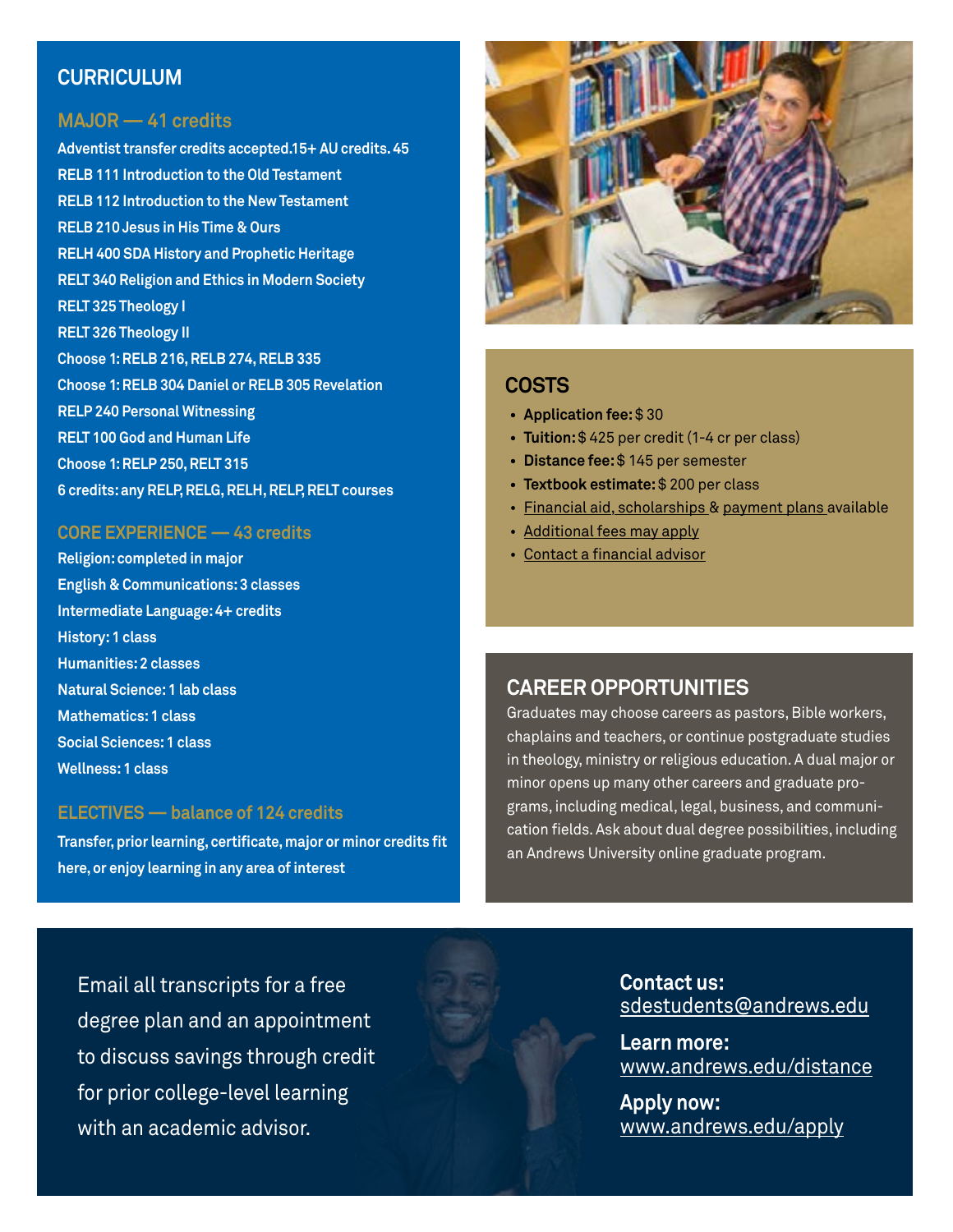## CURRICULUM

### MAJOR — 41 credits

Adventist transfer credits accepted.15+ AU credits. 45
RELB 111 Introduction to the Old Testament
RELB 112 Introduction to the New Testament
RELB 210 Jesus in His Time & Ours
RELH 400 SDA History and Prophetic Heritage
RELT 340 Religion and Ethics in Modern Society
RELT 325 Theology I
RELT 326 Theology II
Choose 1: RELB 216, RELB 274, RELB 335
Choose 1: RELB 304 Daniel or RELB 305 Revelation
RELP 240 Personal Witnessing
RELT 100 God and Human Life
Choose 1: RELP 250, RELT 315
6 credits: any RELP, RELG, RELH, RELP, RELT courses

### CORE EXPERIENCE — 43 credits

Religion: completed in major
English & Communications: 3 classes
Intermediate Language: 4+ credits
History: 1 class
Humanities: 2 classes
Natural Science: 1 lab class
Mathematics: 1 class
Social Sciences: 1 class
Wellness: 1 class

### ELECTIVES — balance of 124 credits

Transfer, prior learning, certificate, major or minor credits fit here, or enjoy learning in any area of interest

## COSTS

- **Application fee:** $ 30
- **Tuition:** $ 425 per credit (1-4 cr per class)
- **Distance fee:** $ 145 per semester
- **Textbook estimate:** $ 200 per class
- Financial aid, scholarships & payment plans available
- Additional fees may apply
- Contact a financial advisor

## CAREER OPPORTUNITIES

Graduates may choose careers as pastors, Bible workers, chaplains and teachers, or continue postgraduate studies in theology, ministry or religious education. A dual major or minor opens up many other careers and graduate programs, including medical, legal, business, and communication fields. Ask about dual degree possibilities, including an Andrews University online graduate program.

Email all transcripts for a free degree plan and an appointment to discuss savings through credit for prior college-level learning with an academic advisor.

**Contact us:**
sdestudents@andrews.edu

**Learn more:**
www.andrews.edu/distance

**Apply now:**
www.andrews.edu/apply